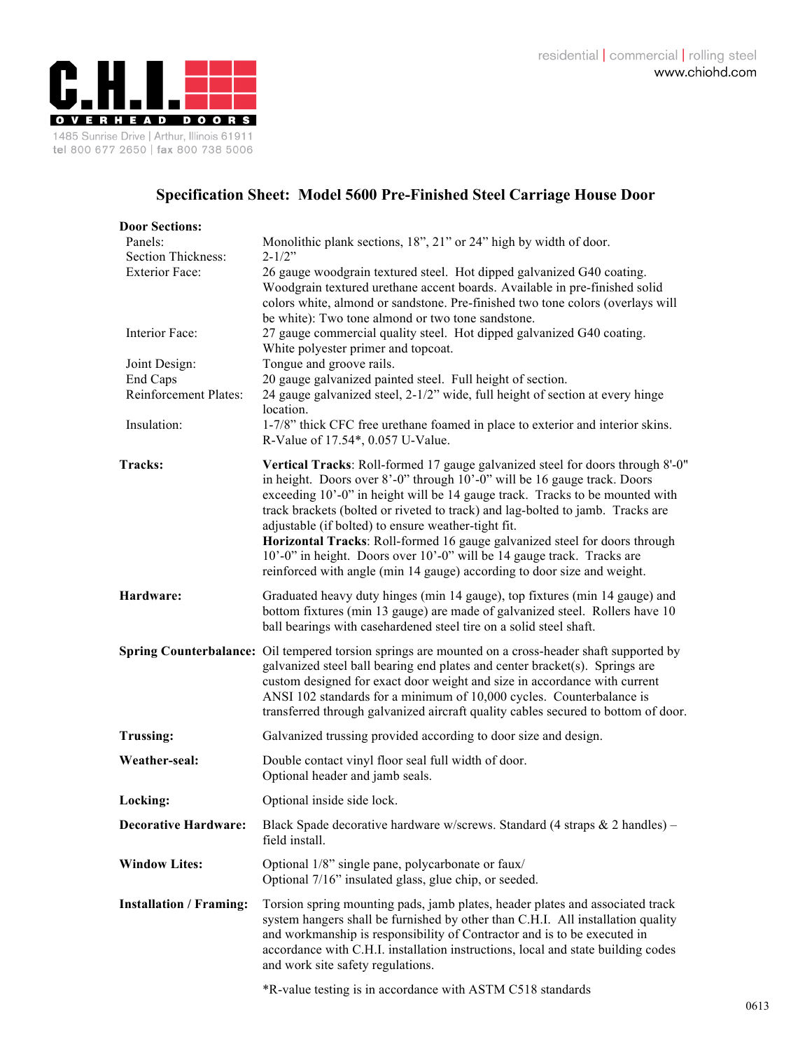C.H.I. OVERHEAD DOORS

1485 Sunrise Drive | Arthur, Illinois 61911
tel 800 677 2650 | fax 800 738 5006

residential | commercial | rolling steel
www.chiohd.com

# Specification Sheet: Model 5600 Pre-Finished Steel Carriage House Door

| | |
|---|---|
| **Door Sections:** | |
| Panels: | Monolithic plank sections, 18", 21" or 24" high by width of door. |
| Section Thickness: | 2-1/2" |
| Exterior Face: | 26 gauge woodgrain textured steel. Hot dipped galvanized G40 coating. Woodgrain textured urethane accent boards. Available in pre-finished solid colors white, almond or sandstone. Pre-finished two tone colors (overlays will be white): Two tone almond or two tone sandstone. |
| Interior Face: | 27 gauge commercial quality steel. Hot dipped galvanized G40 coating. White polyester primer and topcoat. |
| Joint Design: | Tongue and groove rails. |
| End Caps | 20 gauge galvanized painted steel. Full height of section. |
| Reinforcement Plates: | 24 gauge galvanized steel, 2-1/2" wide, full height of section at every hinge location. |
| Insulation: | 1-7/8" thick CFC free urethane foamed in place to exterior and interior skins. R-Value of 17.54*, 0.057 U-Value. |
| **Tracks:** | **Vertical Tracks**: Roll-formed 17 gauge galvanized steel for doors through 8'-0" in height. Doors over 8'-0" through 10'-0" will be 16 gauge track. Doors exceeding 10'-0" in height will be 14 gauge track. Tracks to be mounted with track brackets (bolted or riveted to track) and lag-bolted to jamb. Tracks are adjustable (if bolted) to ensure weather-tight fit.<br>**Horizontal Tracks**: Roll-formed 16 gauge galvanized steel for doors through 10'-0" in height. Doors over 10'-0" will be 14 gauge track. Tracks are reinforced with angle (min 14 gauge) according to door size and weight. |
| **Hardware:** | Graduated heavy duty hinges (min 14 gauge), top fixtures (min 14 gauge) and bottom fixtures (min 13 gauge) are made of galvanized steel. Rollers have 10 ball bearings with casehardened steel tire on a solid steel shaft. |
| **Spring Counterbalance:** | Oil tempered torsion springs are mounted on a cross-header shaft supported by galvanized steel ball bearing end plates and center bracket(s). Springs are custom designed for exact door weight and size in accordance with current ANSI 102 standards for a minimum of 10,000 cycles. Counterbalance is transferred through galvanized aircraft quality cables secured to bottom of door. |
| **Trussing:** | Galvanized trussing provided according to door size and design. |
| **Weather-seal:** | Double contact vinyl floor seal full width of door.<br>Optional header and jamb seals. |
| **Locking:** | Optional inside side lock. |
| **Decorative Hardware:** | Black Spade decorative hardware w/screws. Standard (4 straps & 2 handles) – field install. |
| **Window Lites:** | Optional 1/8" single pane, polycarbonate or faux/<br>Optional 7/16" insulated glass, glue chip, or seeded. |
| **Installation / Framing:** | Torsion spring mounting pads, jamb plates, header plates and associated track system hangers shall be furnished by other than C.H.I. All installation quality and workmanship is responsibility of Contractor and is to be executed in accordance with C.H.I. installation instructions, local and state building codes and work site safety regulations. |

*R-value testing is in accordance with ASTM C518 standards

0613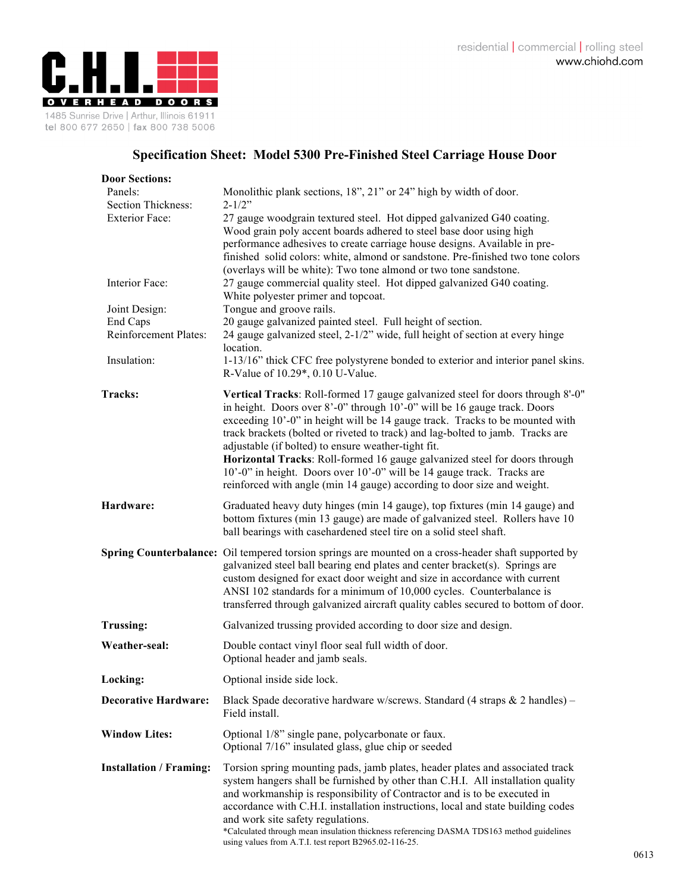C.H.I. OVERHEAD DOORS

1485 Sunrise Drive | Arthur, Illinois 61911
tel 800 677 2650 | fax 800 738 5006

residential | commercial | rolling steel
www.chiohd.com

## Specification Sheet: Model 5300 Pre-Finished Steel Carriage House Door

**Door Sections:**

| | |
|---|---|
| Panels: | Monolithic plank sections, 18", 21" or 24" high by width of door. |
| Section Thickness: | 2-1/2" |
| Exterior Face: | 27 gauge woodgrain textured steel. Hot dipped galvanized G40 coating. Wood grain poly accent boards adhered to steel base door using high performance adhesives to create carriage house designs. Available in pre-finished solid colors: white, almond or sandstone. Pre-finished two tone colors (overlays will be white): Two tone almond or two tone sandstone. |
| Interior Face: | 27 gauge commercial quality steel. Hot dipped galvanized G40 coating. White polyester primer and topcoat. |
| Joint Design: | Tongue and groove rails. |
| End Caps | 20 gauge galvanized painted steel. Full height of section. |
| Reinforcement Plates: | 24 gauge galvanized steel, 2-1/2" wide, full height of section at every hinge location. |
| Insulation: | 1-13/16" thick CFC free polystyrene bonded to exterior and interior panel skins. R-Value of 10.29*, 0.10 U-Value. |

**Tracks:** **Vertical Tracks**: Roll-formed 17 gauge galvanized steel for doors through 8'-0" in height. Doors over 8'-0" through 10'-0" will be 16 gauge track. Doors exceeding 10'-0" in height will be 14 gauge track. Tracks to be mounted with track brackets (bolted or riveted to track) and lag-bolted to jamb. Tracks are adjustable (if bolted) to ensure weather-tight fit.
**Horizontal Tracks**: Roll-formed 16 gauge galvanized steel for doors through 10'-0" in height. Doors over 10'-0" will be 14 gauge track. Tracks are reinforced with angle (min 14 gauge) according to door size and weight.

**Hardware:** Graduated heavy duty hinges (min 14 gauge), top fixtures (min 14 gauge) and bottom fixtures (min 13 gauge) are made of galvanized steel. Rollers have 10 ball bearings with casehardened steel tire on a solid steel shaft.

**Spring Counterbalance:** Oil tempered torsion springs are mounted on a cross-header shaft supported by galvanized steel ball bearing end plates and center bracket(s). Springs are custom designed for exact door weight and size in accordance with current ANSI 102 standards for a minimum of 10,000 cycles. Counterbalance is transferred through galvanized aircraft quality cables secured to bottom of door.

**Trussing:** Galvanized trussing provided according to door size and design.

**Weather-seal:** Double contact vinyl floor seal full width of door.
Optional header and jamb seals.

**Locking:** Optional inside side lock.

**Decorative Hardware:** Black Spade decorative hardware w/screws. Standard (4 straps & 2 handles) – Field install.

**Window Lites:** Optional 1/8" single pane, polycarbonate or faux.
Optional 7/16" insulated glass, glue chip or seeded

**Installation / Framing:** Torsion spring mounting pads, jamb plates, header plates and associated track system hangers shall be furnished by other than C.H.I. All installation quality and workmanship is responsibility of Contractor and is to be executed in accordance with C.H.I. installation instructions, local and state building codes and work site safety regulations.

*Calculated through mean insulation thickness referencing DASMA TDS163 method guidelines using values from A.T.I. test report B2965.02-116-25.

0613